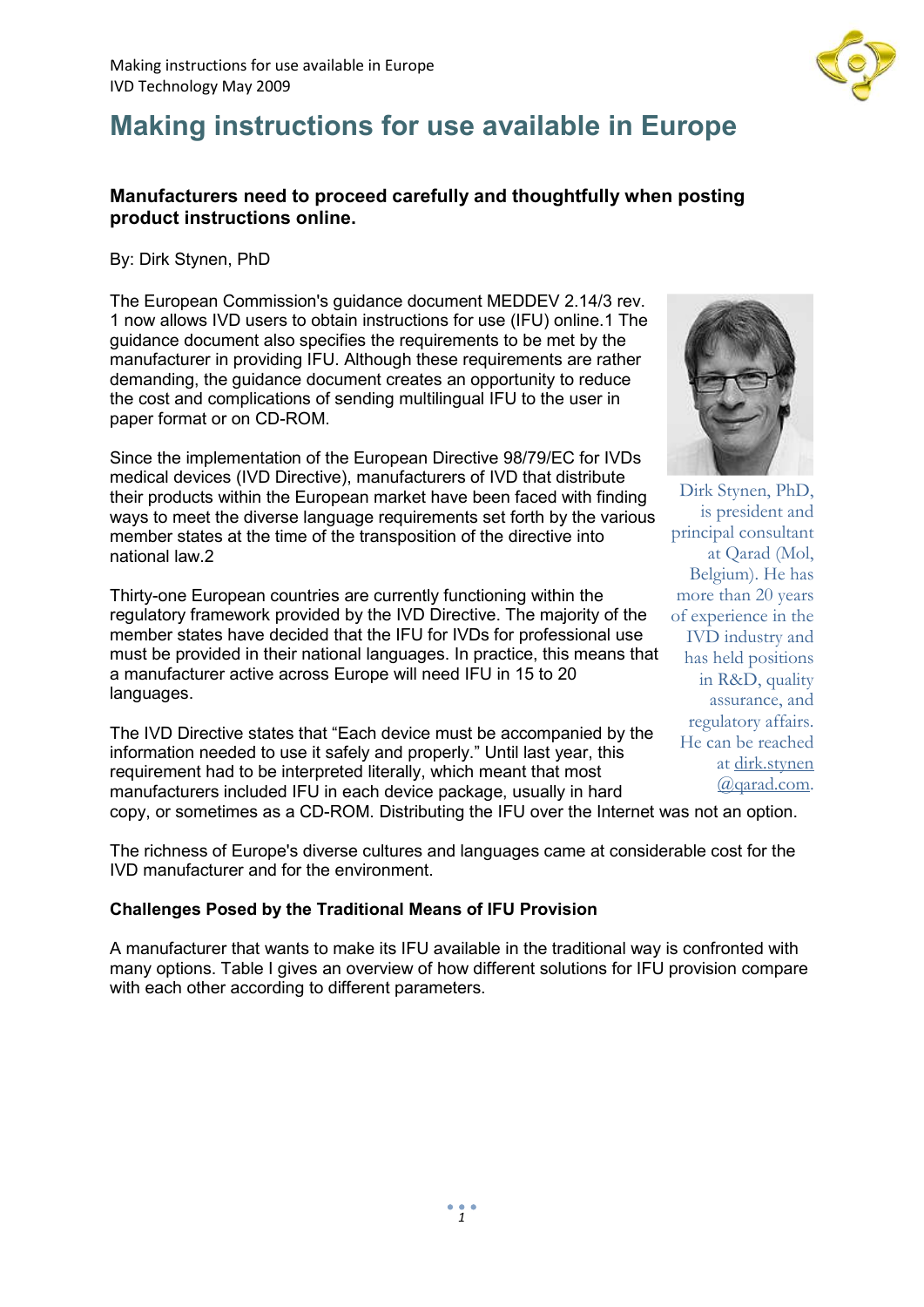# Making instructions for use available in Europe

**Manufacturers need to proceed carefully and thoughtfully when posting product instructions online.**

By: Dirk Stynen, PhD

Dirk Stynen, PhD, is president and principal consultant at Qarad (Mol, Belgium). He has more than 20 years of experience in the IVD industry and has held positions in R&D, quality assurance, and regulatory affairs. He can be reached at dirk.stynen@qarad.com.

The European Commission's guidance document MEDDEV 2.14/3 rev. 1 now allows IVD users to obtain instructions for use (IFU) online.1 The guidance document also specifies the requirements to be met by the manufacturer in providing IFU. Although these requirements are rather demanding, the guidance document creates an opportunity to reduce the cost and complications of sending multilingual IFU to the user in paper format or on CD-ROM.

Since the implementation of the European Directive 98/79/EC for IVDs medical devices (IVD Directive), manufacturers of IVD that distribute their products within the European market have been faced with finding ways to meet the diverse language requirements set forth by the various member states at the time of the transposition of the directive into national law.2

Thirty-one European countries are currently functioning within the regulatory framework provided by the IVD Directive. The majority of the member states have decided that the IFU for IVDs for professional use must be provided in their national languages. In practice, this means that a manufacturer active across Europe will need IFU in 15 to 20 languages.

The IVD Directive states that "Each device must be accompanied by the information needed to use it safely and properly." Until last year, this requirement had to be interpreted literally, which meant that most manufacturers included IFU in each device package, usually in hard copy, or sometimes as a CD-ROM. Distributing the IFU over the Internet was not an option.

The richness of Europe's diverse cultures and languages came at considerable cost for the IVD manufacturer and for the environment.

**Challenges Posed by the Traditional Means of IFU Provision**

A manufacturer that wants to make its IFU available in the traditional way is confronted with many options. Table I gives an overview of how different solutions for IFU provision compare with each other according to different parameters.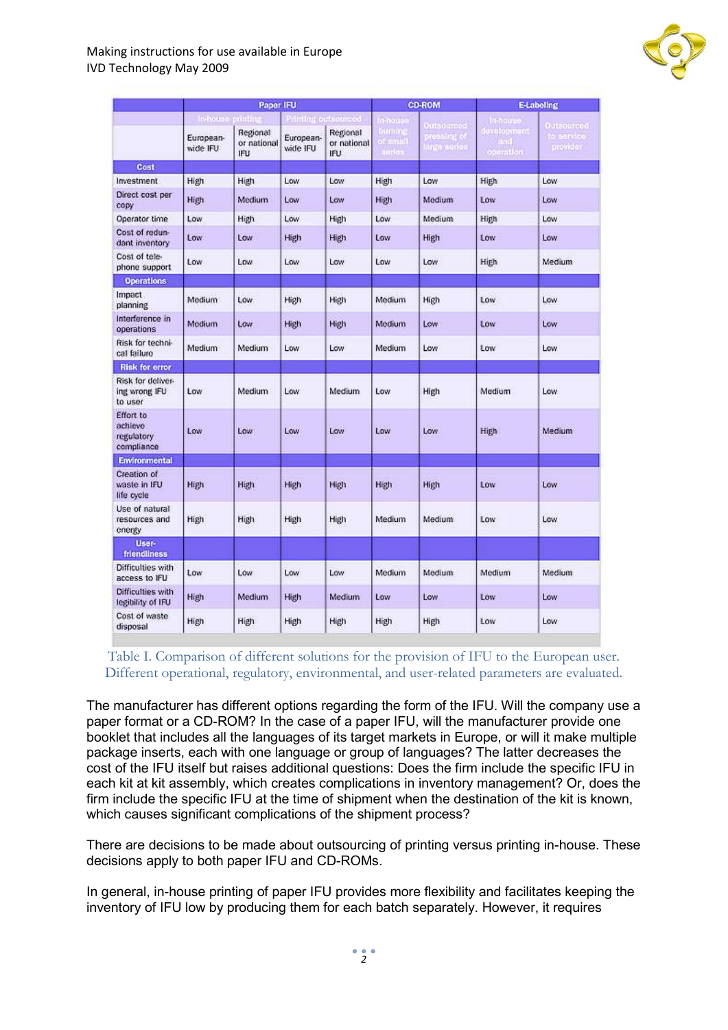|  | Paper IFU |  |  |  | CD-ROM |  | E-Labeling |  |
|---|---|---|---|---|---|---|---|---|
|  | In-house printing |  | Printing outsourced |  | In-house burning of small series | Outsourced pressing of large series | In-house development and operation | Outsourced to service provider |
|  | European-wide IFU | Regional or national IFU | European-wide IFU | Regional or national IFU |  |  |  |  |
| **Cost** |  |  |  |  |  |  |  |  |
| Investment | High | High | Low | Low | High | Low | High | Low |
| Direct cost per copy | High | Medium | Low | Low | High | Medium | Low | Low |
| Operator time | Low | High | Low | High | Low | Medium | High | Low |
| Cost of redundant inventory | Low | Low | High | High | Low | High | Low | Low |
| Cost of telephone support | Low | Low | Low | Low | Low | Low | High | Medium |
| **Operations** |  |  |  |  |  |  |  |  |
| Impact planning | Medium | Low | High | High | Medium | High | Low | Low |
| Interference in operations | Medium | Low | High | High | Medium | Low | Low | Low |
| Risk for technical failure | Medium | Medium | Low | Low | Medium | Low | Low | Low |
| **Risk for error** |  |  |  |  |  |  |  |  |
| Risk for delivering wrong IFU to user | Low | Medium | Low | Medium | Low | High | Medium | Low |
| Effort to achieve regulatory compliance | Low | Low | Low | Low | Low | Low | High | Medium |
| **Environmental** |  |  |  |  |  |  |  |  |
| Creation of waste in IFU life cycle | High | High | High | High | High | High | Low | Low |
| Use of natural resources and energy | High | High | High | High | Medium | Medium | Low | Low |
| **User-friendliness** |  |  |  |  |  |  |  |  |
| Difficulties with access to IFU | Low | Low | Low | Low | Medium | Medium | Medium | Medium |
| Difficulties with legibility of IFU | High | Medium | High | Medium | Low | Low | Low | Low |
| Cost of waste disposal | High | High | High | High | High | High | Low | Low |

Table I. Comparison of different solutions for the provision of IFU to the European user. Different operational, regulatory, environmental, and user-related parameters are evaluated.

The manufacturer has different options regarding the form of the IFU. Will the company use a paper format or a CD-ROM? In the case of a paper IFU, will the manufacturer provide one booklet that includes all the languages of its target markets in Europe, or will it make multiple package inserts, each with one language or group of languages? The latter decreases the cost of the IFU itself but raises additional questions: Does the firm include the specific IFU in each kit at kit assembly, which creates complications in inventory management? Or, does the firm include the specific IFU at the time of shipment when the destination of the kit is known, which causes significant complications of the shipment process?

There are decisions to be made about outsourcing of printing versus printing in-house. These decisions apply to both paper IFU and CD-ROMs.

In general, in-house printing of paper IFU provides more flexibility and facilitates keeping the inventory of IFU low by producing them for each batch separately. However, it requires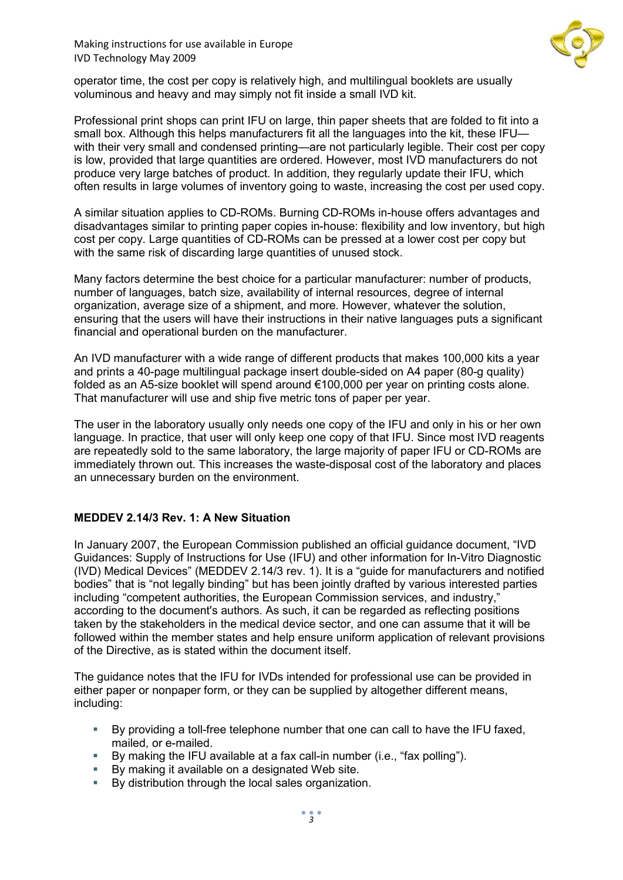operator time, the cost per copy is relatively high, and multilingual booklets are usually voluminous and heavy and may simply not fit inside a small IVD kit.

Professional print shops can print IFU on large, thin paper sheets that are folded to fit into a small box. Although this helps manufacturers fit all the languages into the kit, these IFU—with their very small and condensed printing—are not particularly legible. Their cost per copy is low, provided that large quantities are ordered. However, most IVD manufacturers do not produce very large batches of product. In addition, they regularly update their IFU, which often results in large volumes of inventory going to waste, increasing the cost per used copy.

A similar situation applies to CD-ROMs. Burning CD-ROMs in-house offers advantages and disadvantages similar to printing paper copies in-house: flexibility and low inventory, but high cost per copy. Large quantities of CD-ROMs can be pressed at a lower cost per copy but with the same risk of discarding large quantities of unused stock.

Many factors determine the best choice for a particular manufacturer: number of products, number of languages, batch size, availability of internal resources, degree of internal organization, average size of a shipment, and more. However, whatever the solution, ensuring that the users will have their instructions in their native languages puts a significant financial and operational burden on the manufacturer.

An IVD manufacturer with a wide range of different products that makes 100,000 kits a year and prints a 40-page multilingual package insert double-sided on A4 paper (80-g quality) folded as an A5-size booklet will spend around €100,000 per year on printing costs alone. That manufacturer will use and ship five metric tons of paper per year.

The user in the laboratory usually only needs one copy of the IFU and only in his or her own language. In practice, that user will only keep one copy of that IFU. Since most IVD reagents are repeatedly sold to the same laboratory, the large majority of paper IFU or CD-ROMs are immediately thrown out. This increases the waste-disposal cost of the laboratory and places an unnecessary burden on the environment.

## MEDDEV 2.14/3 Rev. 1: A New Situation

In January 2007, the European Commission published an official guidance document, "IVD Guidances: Supply of Instructions for Use (IFU) and other information for In-Vitro Diagnostic (IVD) Medical Devices" (MEDDEV 2.14/3 rev. 1). It is a "guide for manufacturers and notified bodies" that is "not legally binding" but has been jointly drafted by various interested parties including "competent authorities, the European Commission services, and industry," according to the document's authors. As such, it can be regarded as reflecting positions taken by the stakeholders in the medical device sector, and one can assume that it will be followed within the member states and help ensure uniform application of relevant provisions of the Directive, as is stated within the document itself.

The guidance notes that the IFU for IVDs intended for professional use can be provided in either paper or nonpaper form, or they can be supplied by altogether different means, including:

- By providing a toll-free telephone number that one can call to have the IFU faxed, mailed, or e-mailed.
- By making the IFU available at a fax call-in number (i.e., "fax polling").
- By making it available on a designated Web site.
- By distribution through the local sales organization.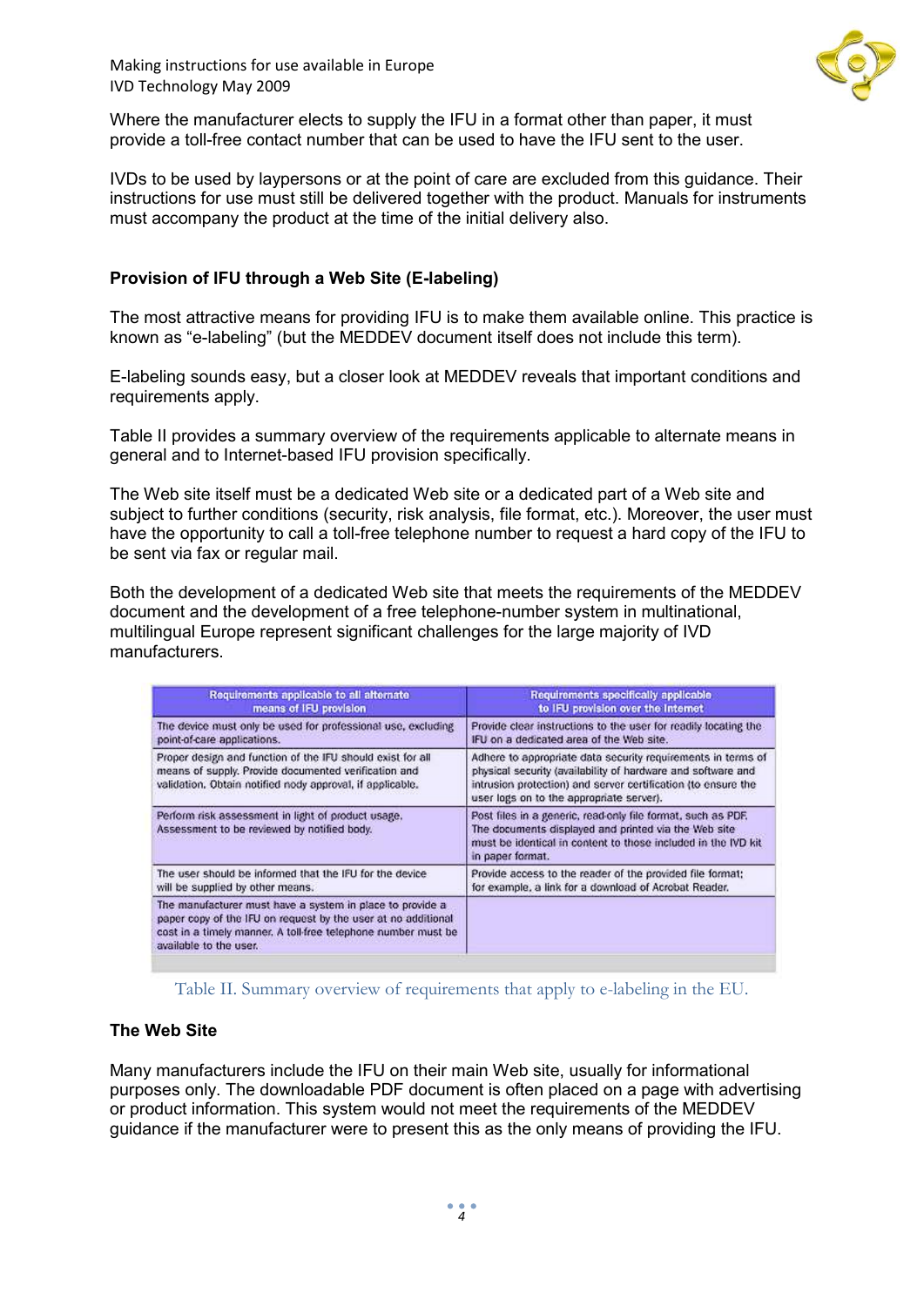Where the manufacturer elects to supply the IFU in a format other than paper, it must provide a toll-free contact number that can be used to have the IFU sent to the user.

IVDs to be used by laypersons or at the point of care are excluded from this guidance. Their instructions for use must still be delivered together with the product. Manuals for instruments must accompany the product at the time of the initial delivery also.

### Provision of IFU through a Web Site (E-labeling)

The most attractive means for providing IFU is to make them available online. This practice is known as "e-labeling" (but the MEDDEV document itself does not include this term).

E-labeling sounds easy, but a closer look at MEDDEV reveals that important conditions and requirements apply.

Table II provides a summary overview of the requirements applicable to alternate means in general and to Internet-based IFU provision specifically.

The Web site itself must be a dedicated Web site or a dedicated part of a Web site and subject to further conditions (security, risk analysis, file format, etc.). Moreover, the user must have the opportunity to call a toll-free telephone number to request a hard copy of the IFU to be sent via fax or regular mail.

Both the development of a dedicated Web site that meets the requirements of the MEDDEV document and the development of a free telephone-number system in multinational, multilingual Europe represent significant challenges for the large majority of IVD manufacturers.

| Requirements applicable to all alternate means of IFU provision | Requirements specifically applicable to IFU provision over the Internet |
|---|---|
| The device must only be used for professional use, excluding point-of-care applications. | Provide clear instructions to the user for readily locating the IFU on a dedicated area of the Web site. |
| Proper design and function of the IFU should exist for all means of supply. Provide documented verification and validation. Obtain notified nody approval, if applicable. | Adhere to appropriate data security requirements in terms of physical security (availability of hardware and software and intrusion protection) and server certification (to ensure the user logs on to the appropriate server). |
| Perform risk assessment in light of product usage. Assessment to be reviewed by notified body. | Post files in a generic, read-only file format, such as PDF. The documents displayed and printed via the Web site must be identical in content to those included in the IVD kit in paper format. |
| The user should be informed that the IFU for the device will be supplied by other means. | Provide access to the reader of the provided file format; for example, a link for a download of Acrobat Reader. |
| The manufacturer must have a system in place to provide a paper copy of the IFU on request by the user at no additional cost in a timely manner. A toll-free telephone number must be available to the user. | |

Table II. Summary overview of requirements that apply to e-labeling in the EU.

### The Web Site

Many manufacturers include the IFU on their main Web site, usually for informational purposes only. The downloadable PDF document is often placed on a page with advertising or product information. This system would not meet the requirements of the MEDDEV guidance if the manufacturer were to present this as the only means of providing the IFU.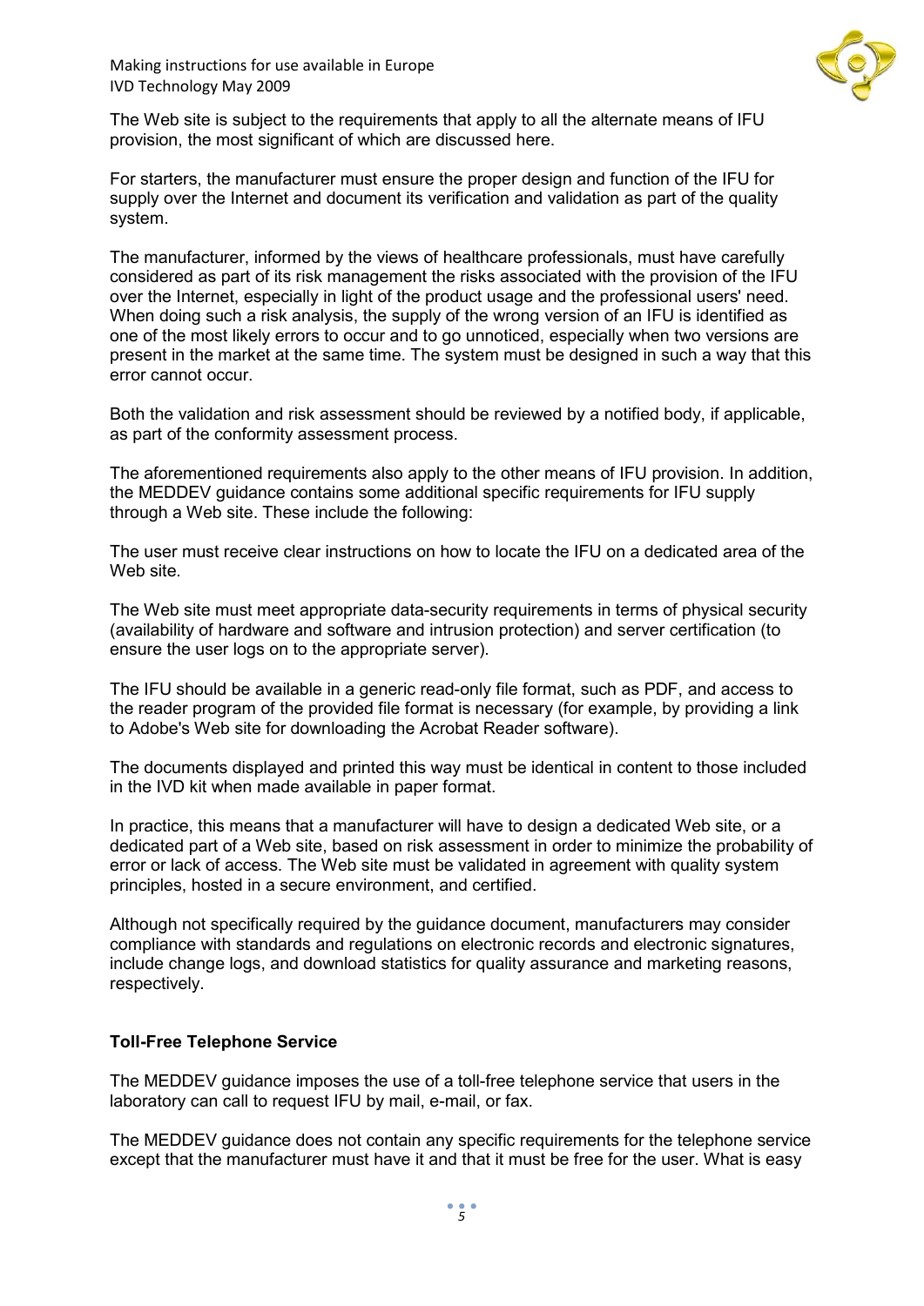The Web site is subject to the requirements that apply to all the alternate means of IFU provision, the most significant of which are discussed here.

For starters, the manufacturer must ensure the proper design and function of the IFU for supply over the Internet and document its verification and validation as part of the quality system.

The manufacturer, informed by the views of healthcare professionals, must have carefully considered as part of its risk management the risks associated with the provision of the IFU over the Internet, especially in light of the product usage and the professional users' need. When doing such a risk analysis, the supply of the wrong version of an IFU is identified as one of the most likely errors to occur and to go unnoticed, especially when two versions are present in the market at the same time. The system must be designed in such a way that this error cannot occur.

Both the validation and risk assessment should be reviewed by a notified body, if applicable, as part of the conformity assessment process.

The aforementioned requirements also apply to the other means of IFU provision. In addition, the MEDDEV guidance contains some additional specific requirements for IFU supply through a Web site. These include the following:

The user must receive clear instructions on how to locate the IFU on a dedicated area of the Web site.

The Web site must meet appropriate data-security requirements in terms of physical security (availability of hardware and software and intrusion protection) and server certification (to ensure the user logs on to the appropriate server).

The IFU should be available in a generic read-only file format, such as PDF, and access to the reader program of the provided file format is necessary (for example, by providing a link to Adobe's Web site for downloading the Acrobat Reader software).

The documents displayed and printed this way must be identical in content to those included in the IVD kit when made available in paper format.

In practice, this means that a manufacturer will have to design a dedicated Web site, or a dedicated part of a Web site, based on risk assessment in order to minimize the probability of error or lack of access. The Web site must be validated in agreement with quality system principles, hosted in a secure environment, and certified.

Although not specifically required by the guidance document, manufacturers may consider compliance with standards and regulations on electronic records and electronic signatures, include change logs, and download statistics for quality assurance and marketing reasons, respectively.

**Toll-Free Telephone Service**

The MEDDEV guidance imposes the use of a toll-free telephone service that users in the laboratory can call to request IFU by mail, e-mail, or fax.

The MEDDEV guidance does not contain any specific requirements for the telephone service except that the manufacturer must have it and that it must be free for the user. What is easy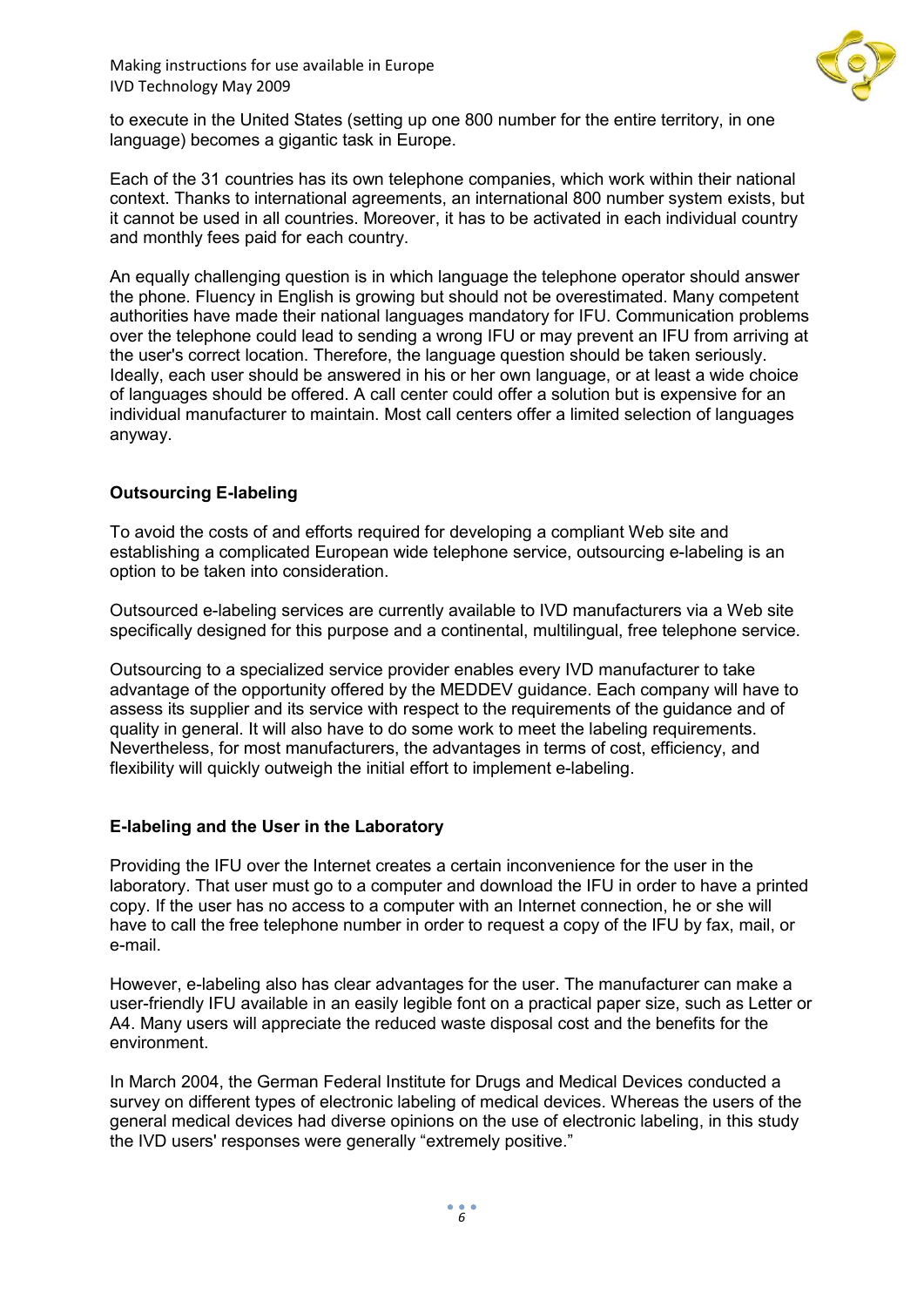to execute in the United States (setting up one 800 number for the entire territory, in one language) becomes a gigantic task in Europe.

Each of the 31 countries has its own telephone companies, which work within their national context. Thanks to international agreements, an international 800 number system exists, but it cannot be used in all countries. Moreover, it has to be activated in each individual country and monthly fees paid for each country.

An equally challenging question is in which language the telephone operator should answer the phone. Fluency in English is growing but should not be overestimated. Many competent authorities have made their national languages mandatory for IFU. Communication problems over the telephone could lead to sending a wrong IFU or may prevent an IFU from arriving at the user's correct location. Therefore, the language question should be taken seriously. Ideally, each user should be answered in his or her own language, or at least a wide choice of languages should be offered. A call center could offer a solution but is expensive for an individual manufacturer to maintain. Most call centers offer a limited selection of languages anyway.

## Outsourcing E-labeling

To avoid the costs of and efforts required for developing a compliant Web site and establishing a complicated European wide telephone service, outsourcing e-labeling is an option to be taken into consideration.

Outsourced e-labeling services are currently available to IVD manufacturers via a Web site specifically designed for this purpose and a continental, multilingual, free telephone service.

Outsourcing to a specialized service provider enables every IVD manufacturer to take advantage of the opportunity offered by the MEDDEV guidance. Each company will have to assess its supplier and its service with respect to the requirements of the guidance and of quality in general. It will also have to do some work to meet the labeling requirements. Nevertheless, for most manufacturers, the advantages in terms of cost, efficiency, and flexibility will quickly outweigh the initial effort to implement e-labeling.

## E-labeling and the User in the Laboratory

Providing the IFU over the Internet creates a certain inconvenience for the user in the laboratory. That user must go to a computer and download the IFU in order to have a printed copy. If the user has no access to a computer with an Internet connection, he or she will have to call the free telephone number in order to request a copy of the IFU by fax, mail, or e-mail.

However, e-labeling also has clear advantages for the user. The manufacturer can make a user-friendly IFU available in an easily legible font on a practical paper size, such as Letter or A4. Many users will appreciate the reduced waste disposal cost and the benefits for the environment.

In March 2004, the German Federal Institute for Drugs and Medical Devices conducted a survey on different types of electronic labeling of medical devices. Whereas the users of the general medical devices had diverse opinions on the use of electronic labeling, in this study the IVD users' responses were generally "extremely positive."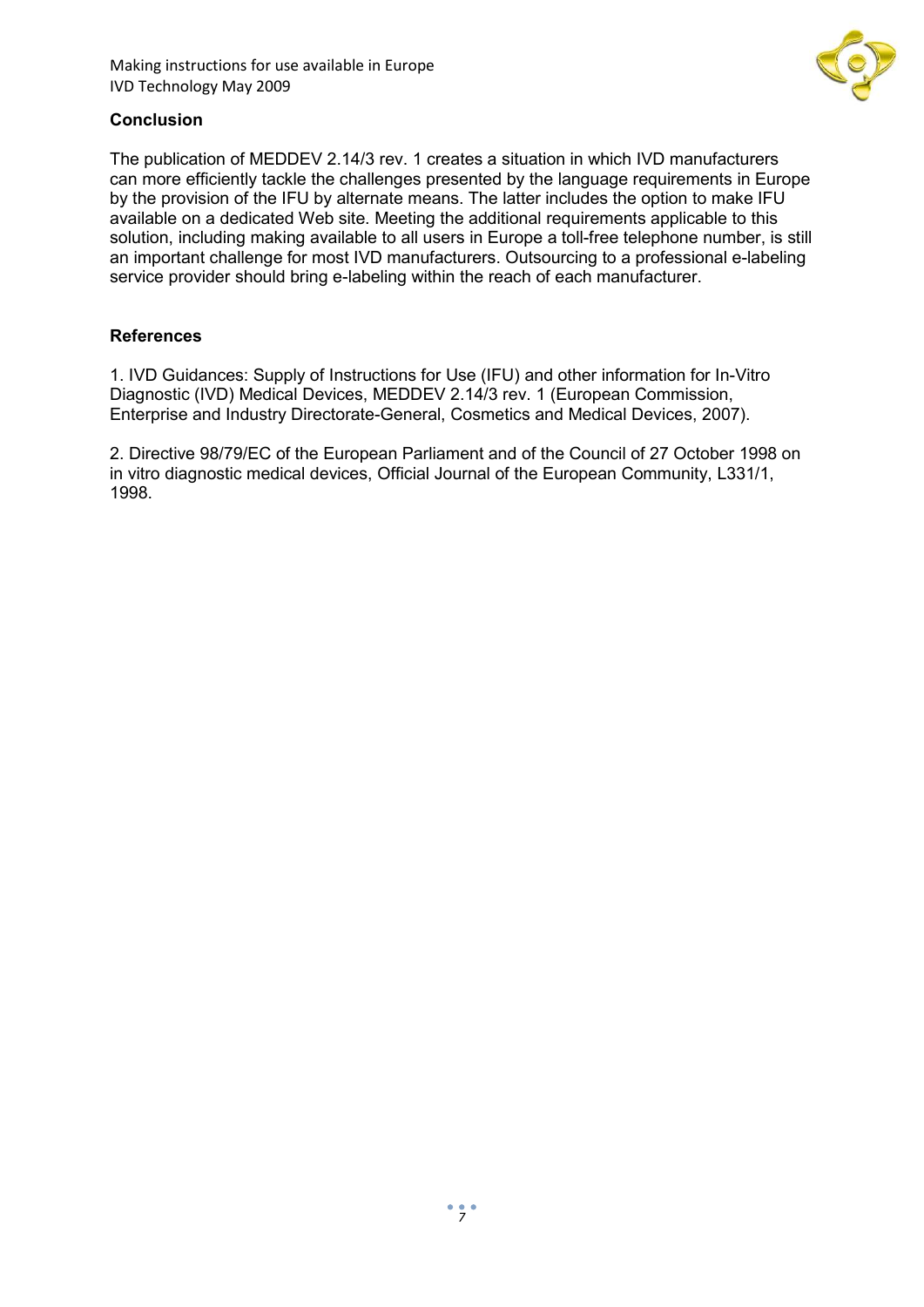## Conclusion

The publication of MEDDEV 2.14/3 rev. 1 creates a situation in which IVD manufacturers can more efficiently tackle the challenges presented by the language requirements in Europe by the provision of the IFU by alternate means. The latter includes the option to make IFU available on a dedicated Web site. Meeting the additional requirements applicable to this solution, including making available to all users in Europe a toll-free telephone number, is still an important challenge for most IVD manufacturers. Outsourcing to a professional e-labeling service provider should bring e-labeling within the reach of each manufacturer.

## References

1. IVD Guidances: Supply of Instructions for Use (IFU) and other information for In-Vitro Diagnostic (IVD) Medical Devices, MEDDEV 2.14/3 rev. 1 (European Commission, Enterprise and Industry Directorate-General, Cosmetics and Medical Devices, 2007).

2. Directive 98/79/EC of the European Parliament and of the Council of 27 October 1998 on in vitro diagnostic medical devices, Official Journal of the European Community, L331/1, 1998.